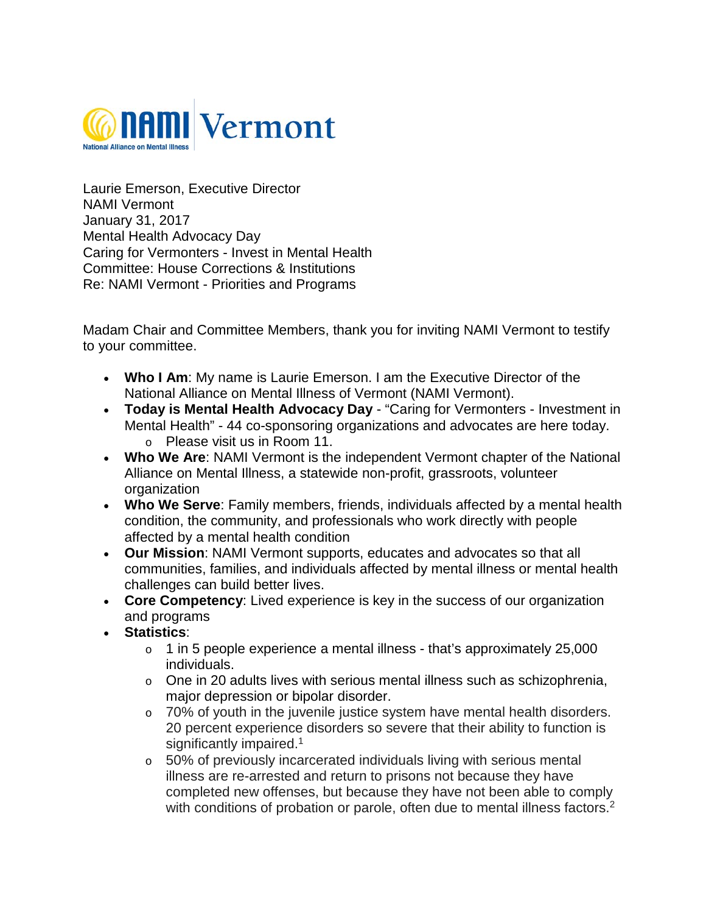NAMI Vermont
National Alliance on Mental Illness

Laurie Emerson, Executive Director
NAMI Vermont
January 31, 2017
Mental Health Advocacy Day
Caring for Vermonters - Invest in Mental Health
Committee: House Corrections & Institutions
Re: NAMI Vermont - Priorities and Programs

Madam Chair and Committee Members, thank you for inviting NAMI Vermont to testify to your committee.

- **Who I Am**: My name is Laurie Emerson. I am the Executive Director of the National Alliance on Mental Illness of Vermont (NAMI Vermont).
- **Today is Mental Health Advocacy Day** - "Caring for Vermonters - Investment in Mental Health" - 44 co-sponsoring organizations and advocates are here today.
  - Please visit us in Room 11.
- **Who We Are**: NAMI Vermont is the independent Vermont chapter of the National Alliance on Mental Illness, a statewide non-profit, grassroots, volunteer organization
- **Who We Serve**: Family members, friends, individuals affected by a mental health condition, the community, and professionals who work directly with people affected by a mental health condition
- **Our Mission**: NAMI Vermont supports, educates and advocates so that all communities, families, and individuals affected by mental illness or mental health challenges can build better lives.
- **Core Competency**: Lived experience is key in the success of our organization and programs
- **Statistics**:
  - 1 in 5 people experience a mental illness - that's approximately 25,000 individuals.
  - One in 20 adults lives with serious mental illness such as schizophrenia, major depression or bipolar disorder.
  - 70% of youth in the juvenile justice system have mental health disorders. 20 percent experience disorders so severe that their ability to function is significantly impaired.[1]
  - 50% of previously incarcerated individuals living with serious mental illness are re-arrested and return to prisons not because they have completed new offenses, but because they have not been able to comply with conditions of probation or parole, often due to mental illness factors.[2]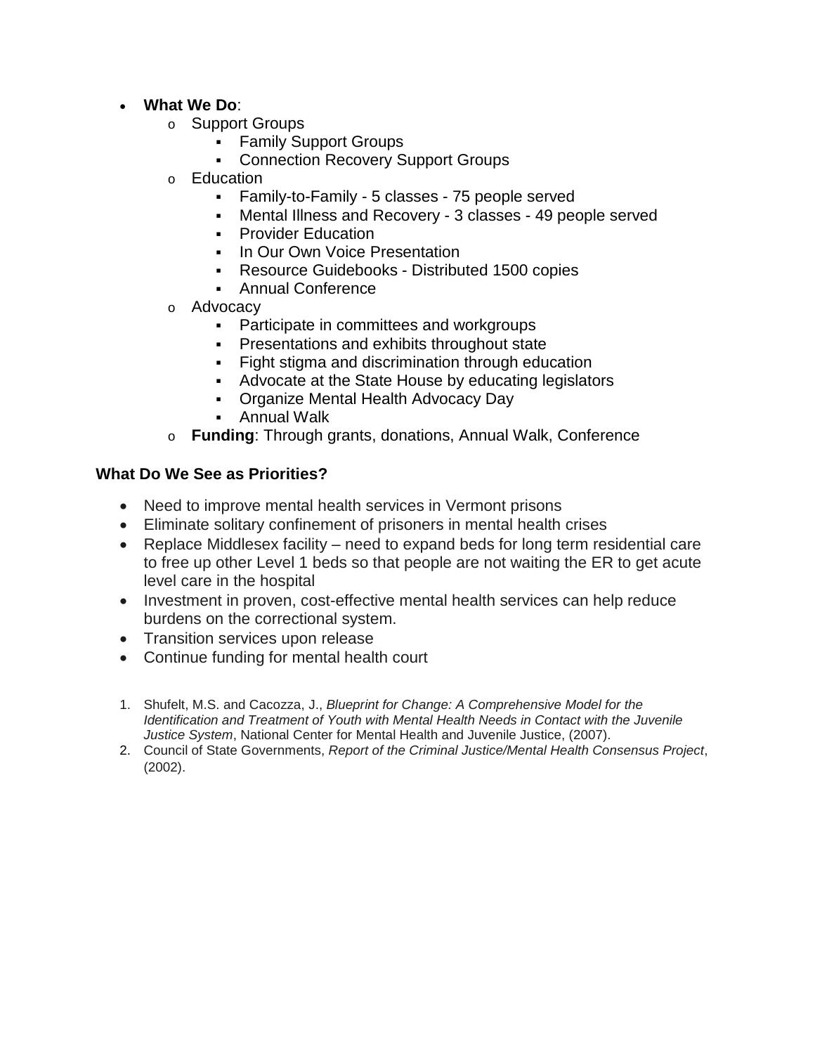- **What We Do**:
  - Support Groups
    - Family Support Groups
    - Connection Recovery Support Groups
  - Education
    - Family-to-Family - 5 classes - 75 people served
    - Mental Illness and Recovery - 3 classes - 49 people served
    - Provider Education
    - In Our Own Voice Presentation
    - Resource Guidebooks - Distributed 1500 copies
    - Annual Conference
  - Advocacy
    - Participate in committees and workgroups
    - Presentations and exhibits throughout state
    - Fight stigma and discrimination through education
    - Advocate at the State House by educating legislators
    - Organize Mental Health Advocacy Day
    - Annual Walk
  - **Funding**: Through grants, donations, Annual Walk, Conference

**What Do We See as Priorities?**

- Need to improve mental health services in Vermont prisons
- Eliminate solitary confinement of prisoners in mental health crises
- Replace Middlesex facility – need to expand beds for long term residential care to free up other Level 1 beds so that people are not waiting the ER to get acute level care in the hospital
- Investment in proven, cost-effective mental health services can help reduce burdens on the correctional system.
- Transition services upon release
- Continue funding for mental health court

1. Shufelt, M.S. and Cacozza, J., *Blueprint for Change: A Comprehensive Model for the Identification and Treatment of Youth with Mental Health Needs in Contact with the Juvenile Justice System*, National Center for Mental Health and Juvenile Justice, (2007).
2. Council of State Governments, *Report of the Criminal Justice/Mental Health Consensus Project*, (2002).